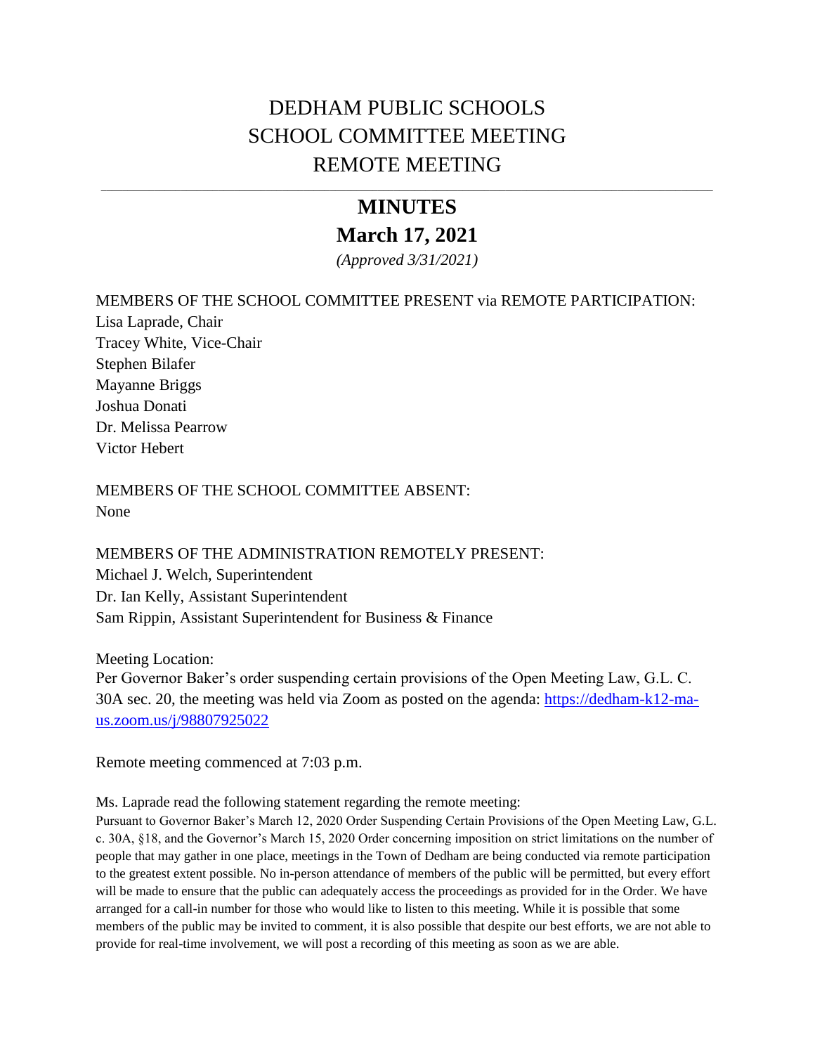# DEDHAM PUBLIC SCHOOLS
# SCHOOL COMMITTEE MEETING
# REMOTE MEETING

---

## MINUTES
## March 17, 2021

*(Approved 3/31/2021)*

MEMBERS OF THE SCHOOL COMMITTEE PRESENT via REMOTE PARTICIPATION:
Lisa Laprade, Chair
Tracey White, Vice-Chair
Stephen Bilafer
Mayanne Briggs
Joshua Donati
Dr. Melissa Pearrow
Victor Hebert

MEMBERS OF THE SCHOOL COMMITTEE ABSENT:
None

MEMBERS OF THE ADMINISTRATION REMOTELY PRESENT:
Michael J. Welch, Superintendent
Dr. Ian Kelly, Assistant Superintendent
Sam Rippin, Assistant Superintendent for Business & Finance

Meeting Location:
Per Governor Baker's order suspending certain provisions of the Open Meeting Law, G.L. C. 30A sec. 20, the meeting was held via Zoom as posted on the agenda: [https://dedham-k12-ma-us.zoom.us/j/98807925022](https://dedham-k12-ma-us.zoom.us/j/98807925022)

Remote meeting commenced at 7:03 p.m.

Ms. Laprade read the following statement regarding the remote meeting:

Pursuant to Governor Baker's March 12, 2020 Order Suspending Certain Provisions of the Open Meeting Law, G.L. c. 30A, §18, and the Governor's March 15, 2020 Order concerning imposition on strict limitations on the number of people that may gather in one place, meetings in the Town of Dedham are being conducted via remote participation to the greatest extent possible. No in-person attendance of members of the public will be permitted, but every effort will be made to ensure that the public can adequately access the proceedings as provided for in the Order. We have arranged for a call-in number for those who would like to listen to this meeting. While it is possible that some members of the public may be invited to comment, it is also possible that despite our best efforts, we are not able to provide for real-time involvement, we will post a recording of this meeting as soon as we are able.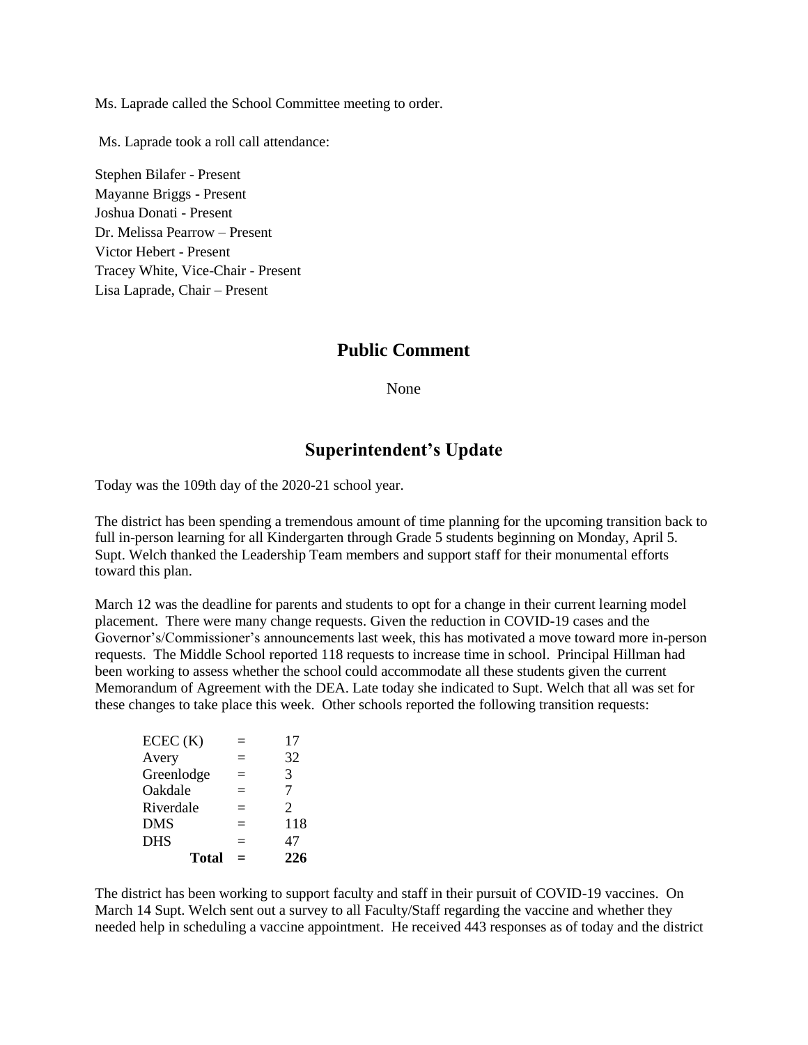Ms. Laprade called the School Committee meeting to order.

Ms. Laprade took a roll call attendance:

Stephen Bilafer - Present  
Mayanne Briggs - Present  
Joshua Donati - Present  
Dr. Melissa Pearrow – Present  
Victor Hebert - Present  
Tracey White, Vice-Chair - Present  
Lisa Laprade, Chair – Present

## Public Comment

None

## Superintendent's Update

Today was the 109th day of the 2020-21 school year.

The district has been spending a tremendous amount of time planning for the upcoming transition back to full in-person learning for all Kindergarten through Grade 5 students beginning on Monday, April 5. Supt. Welch thanked the Leadership Team members and support staff for their monumental efforts toward this plan.

March 12 was the deadline for parents and students to opt for a change in their current learning model placement. There were many change requests. Given the reduction in COVID-19 cases and the Governor's/Commissioner's announcements last week, this has motivated a move toward more in-person requests. The Middle School reported 118 requests to increase time in school. Principal Hillman had been working to assess whether the school could accommodate all these students given the current Memorandum of Agreement with the DEA. Late today she indicated to Supt. Welch that all was set for these changes to take place this week. Other schools reported the following transition requests:

| | | |
|---|---|---|
| ECEC (K) | = | 17 |
| Avery | = | 32 |
| Greenlodge | = | 3 |
| Oakdale | = | 7 |
| Riverdale | = | 2 |
| DMS | = | 118 |
| DHS | = | 47 |
| **Total** | **=** | **226** |

The district has been working to support faculty and staff in their pursuit of COVID-19 vaccines. On March 14 Supt. Welch sent out a survey to all Faculty/Staff regarding the vaccine and whether they needed help in scheduling a vaccine appointment. He received 443 responses as of today and the district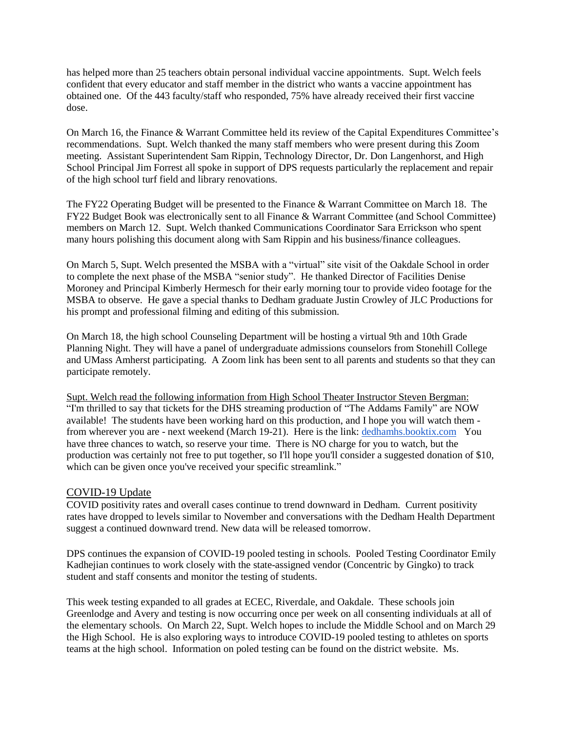has helped more than 25 teachers obtain personal individual vaccine appointments. Supt. Welch feels confident that every educator and staff member in the district who wants a vaccine appointment has obtained one. Of the 443 faculty/staff who responded, 75% have already received their first vaccine dose.

On March 16, the Finance & Warrant Committee held its review of the Capital Expenditures Committee's recommendations. Supt. Welch thanked the many staff members who were present during this Zoom meeting. Assistant Superintendent Sam Rippin, Technology Director, Dr. Don Langenhorst, and High School Principal Jim Forrest all spoke in support of DPS requests particularly the replacement and repair of the high school turf field and library renovations.

The FY22 Operating Budget will be presented to the Finance & Warrant Committee on March 18. The FY22 Budget Book was electronically sent to all Finance & Warrant Committee (and School Committee) members on March 12. Supt. Welch thanked Communications Coordinator Sara Errickson who spent many hours polishing this document along with Sam Rippin and his business/finance colleagues.

On March 5, Supt. Welch presented the MSBA with a "virtual" site visit of the Oakdale School in order to complete the next phase of the MSBA "senior study". He thanked Director of Facilities Denise Moroney and Principal Kimberly Hermesch for their early morning tour to provide video footage for the MSBA to observe. He gave a special thanks to Dedham graduate Justin Crowley of JLC Productions for his prompt and professional filming and editing of this submission.

On March 18, the high school Counseling Department will be hosting a virtual 9th and 10th Grade Planning Night. They will have a panel of undergraduate admissions counselors from Stonehill College and UMass Amherst participating. A Zoom link has been sent to all parents and students so that they can participate remotely.

Supt. Welch read the following information from High School Theater Instructor Steven Bergman:
"I'm thrilled to say that tickets for the DHS streaming production of "The Addams Family" are NOW available! The students have been working hard on this production, and I hope you will watch them - from wherever you are - next weekend (March 19-21). Here is the link: dedhamhs.booktix.com You have three chances to watch, so reserve your time. There is NO charge for you to watch, but the production was certainly not free to put together, so I'll hope you'll consider a suggested donation of $10, which can be given once you've received your specific streamlink."

## COVID-19 Update

COVID positivity rates and overall cases continue to trend downward in Dedham. Current positivity rates have dropped to levels similar to November and conversations with the Dedham Health Department suggest a continued downward trend. New data will be released tomorrow.

DPS continues the expansion of COVID-19 pooled testing in schools. Pooled Testing Coordinator Emily Kadhejian continues to work closely with the state-assigned vendor (Concentric by Gingko) to track student and staff consents and monitor the testing of students.

This week testing expanded to all grades at ECEC, Riverdale, and Oakdale. These schools join Greenlodge and Avery and testing is now occurring once per week on all consenting individuals at all of the elementary schools. On March 22, Supt. Welch hopes to include the Middle School and on March 29 the High School. He is also exploring ways to introduce COVID-19 pooled testing to athletes on sports teams at the high school. Information on poled testing can be found on the district website. Ms.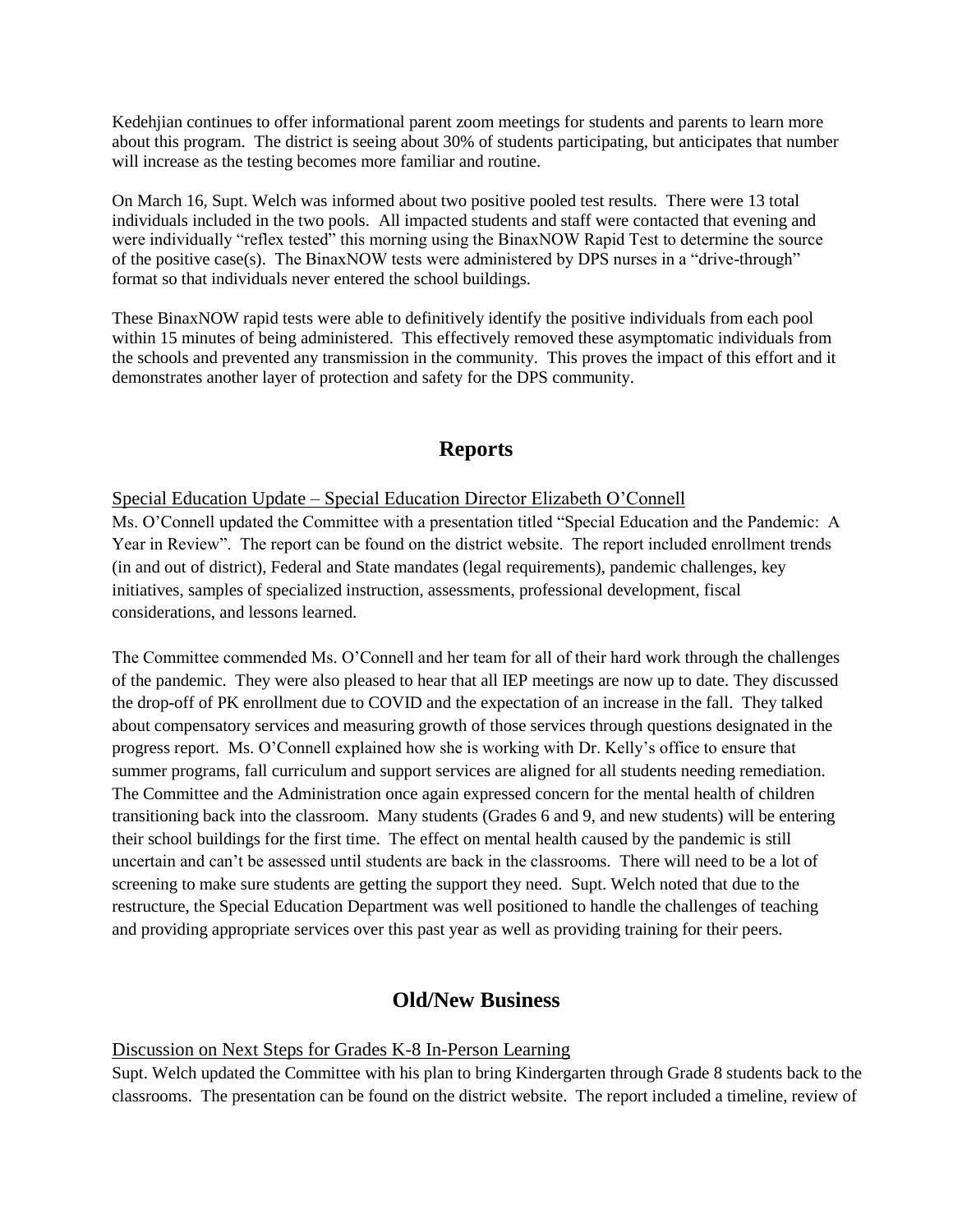Kedehjian continues to offer informational parent zoom meetings for students and parents to learn more about this program. The district is seeing about 30% of students participating, but anticipates that number will increase as the testing becomes more familiar and routine.

On March 16, Supt. Welch was informed about two positive pooled test results. There were 13 total individuals included in the two pools. All impacted students and staff were contacted that evening and were individually "reflex tested" this morning using the BinaxNOW Rapid Test to determine the source of the positive case(s). The BinaxNOW tests were administered by DPS nurses in a "drive-through" format so that individuals never entered the school buildings.

These BinaxNOW rapid tests were able to definitively identify the positive individuals from each pool within 15 minutes of being administered. This effectively removed these asymptomatic individuals from the schools and prevented any transmission in the community. This proves the impact of this effort and it demonstrates another layer of protection and safety for the DPS community.

## Reports

Special Education Update – Special Education Director Elizabeth O'Connell

Ms. O'Connell updated the Committee with a presentation titled "Special Education and the Pandemic: A Year in Review". The report can be found on the district website. The report included enrollment trends (in and out of district), Federal and State mandates (legal requirements), pandemic challenges, key initiatives, samples of specialized instruction, assessments, professional development, fiscal considerations, and lessons learned.

The Committee commended Ms. O'Connell and her team for all of their hard work through the challenges of the pandemic. They were also pleased to hear that all IEP meetings are now up to date. They discussed the drop-off of PK enrollment due to COVID and the expectation of an increase in the fall. They talked about compensatory services and measuring growth of those services through questions designated in the progress report. Ms. O'Connell explained how she is working with Dr. Kelly's office to ensure that summer programs, fall curriculum and support services are aligned for all students needing remediation. The Committee and the Administration once again expressed concern for the mental health of children transitioning back into the classroom. Many students (Grades 6 and 9, and new students) will be entering their school buildings for the first time. The effect on mental health caused by the pandemic is still uncertain and can't be assessed until students are back in the classrooms. There will need to be a lot of screening to make sure students are getting the support they need. Supt. Welch noted that due to the restructure, the Special Education Department was well positioned to handle the challenges of teaching and providing appropriate services over this past year as well as providing training for their peers.

## Old/New Business

Discussion on Next Steps for Grades K-8 In-Person Learning

Supt. Welch updated the Committee with his plan to bring Kindergarten through Grade 8 students back to the classrooms. The presentation can be found on the district website. The report included a timeline, review of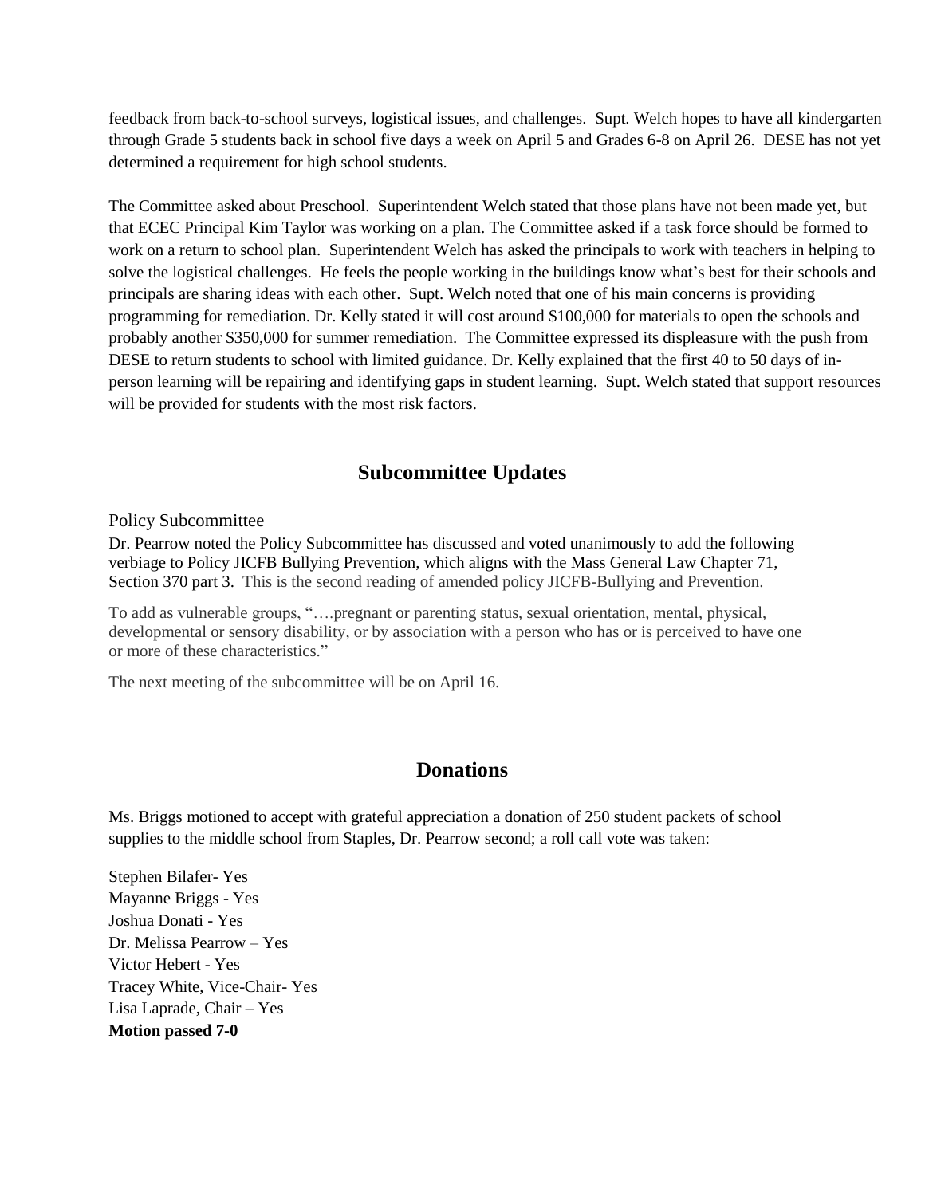feedback from back-to-school surveys, logistical issues, and challenges. Supt. Welch hopes to have all kindergarten through Grade 5 students back in school five days a week on April 5 and Grades 6-8 on April 26. DESE has not yet determined a requirement for high school students.

The Committee asked about Preschool. Superintendent Welch stated that those plans have not been made yet, but that ECEC Principal Kim Taylor was working on a plan. The Committee asked if a task force should be formed to work on a return to school plan. Superintendent Welch has asked the principals to work with teachers in helping to solve the logistical challenges. He feels the people working in the buildings know what's best for their schools and principals are sharing ideas with each other. Supt. Welch noted that one of his main concerns is providing programming for remediation. Dr. Kelly stated it will cost around $100,000 for materials to open the schools and probably another $350,000 for summer remediation. The Committee expressed its displeasure with the push from DESE to return students to school with limited guidance. Dr. Kelly explained that the first 40 to 50 days of in-person learning will be repairing and identifying gaps in student learning. Supt. Welch stated that support resources will be provided for students with the most risk factors.

## Subcommittee Updates

Policy Subcommittee

Dr. Pearrow noted the Policy Subcommittee has discussed and voted unanimously to add the following verbiage to Policy JICFB Bullying Prevention, which aligns with the Mass General Law Chapter 71, Section 370 part 3. This is the second reading of amended policy JICFB-Bullying and Prevention.

To add as vulnerable groups, "….pregnant or parenting status, sexual orientation, mental, physical, developmental or sensory disability, or by association with a person who has or is perceived to have one or more of these characteristics."

The next meeting of the subcommittee will be on April 16.

## Donations

Ms. Briggs motioned to accept with grateful appreciation a donation of 250 student packets of school supplies to the middle school from Staples, Dr. Pearrow second; a roll call vote was taken:

Stephen Bilafer- Yes
Mayanne Briggs - Yes
Joshua Donati - Yes
Dr. Melissa Pearrow – Yes
Victor Hebert - Yes
Tracey White, Vice-Chair- Yes
Lisa Laprade, Chair – Yes
**Motion passed 7-0**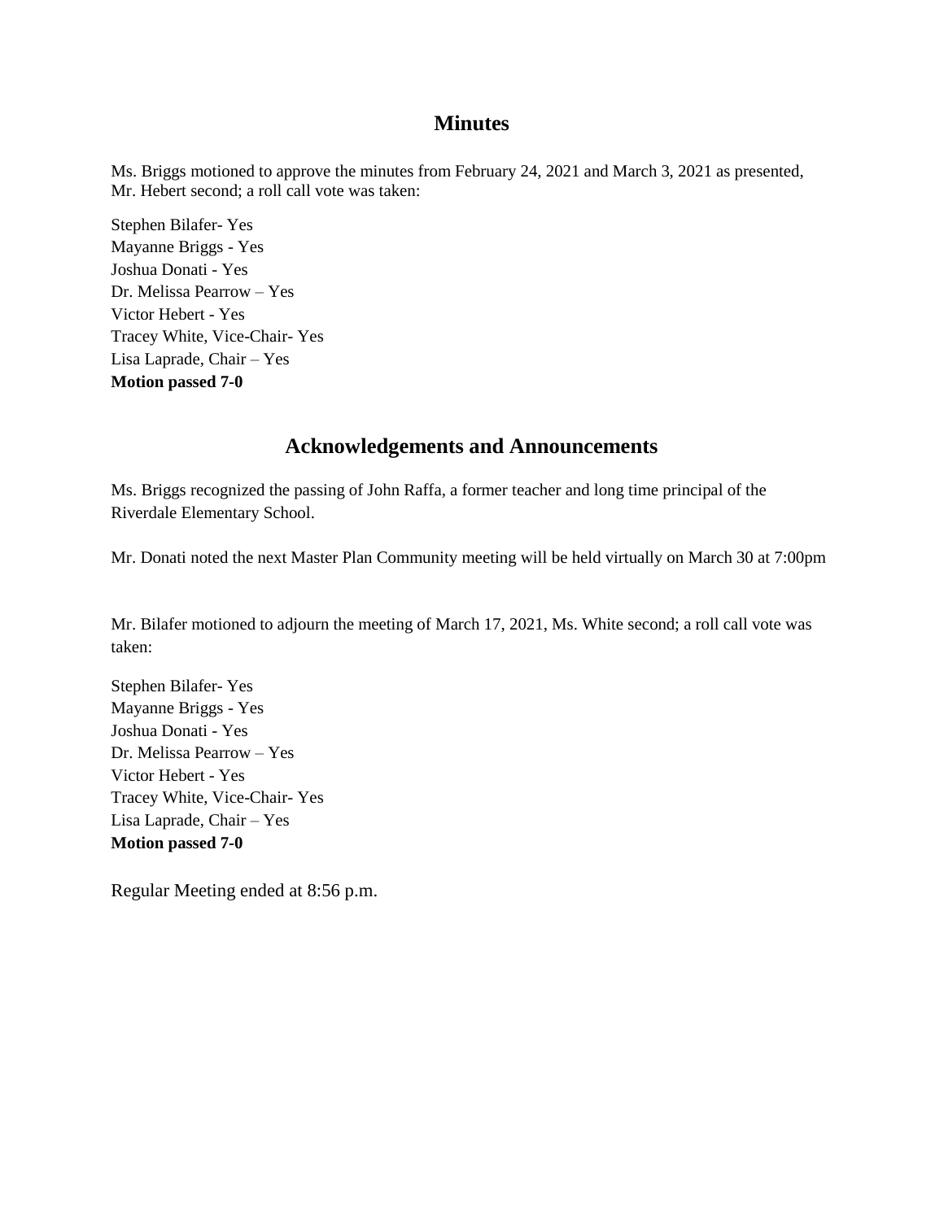## Minutes

Ms. Briggs motioned to approve the minutes from February 24, 2021 and March 3, 2021 as presented, Mr. Hebert second; a roll call vote was taken:

Stephen Bilafer- Yes
Mayanne Briggs - Yes
Joshua Donati - Yes
Dr. Melissa Pearrow – Yes
Victor Hebert - Yes
Tracey White, Vice-Chair- Yes
Lisa Laprade, Chair – Yes
**Motion passed 7-0**

## Acknowledgements and Announcements

Ms. Briggs recognized the passing of John Raffa, a former teacher and long time principal of the Riverdale Elementary School.

Mr. Donati noted the next Master Plan Community meeting will be held virtually on March 30 at 7:00pm

Mr. Bilafer motioned to adjourn the meeting of March 17, 2021, Ms. White second; a roll call vote was taken:

Stephen Bilafer- Yes
Mayanne Briggs - Yes
Joshua Donati - Yes
Dr. Melissa Pearrow – Yes
Victor Hebert - Yes
Tracey White, Vice-Chair- Yes
Lisa Laprade, Chair – Yes
**Motion passed 7-0**

Regular Meeting ended at 8:56 p.m.